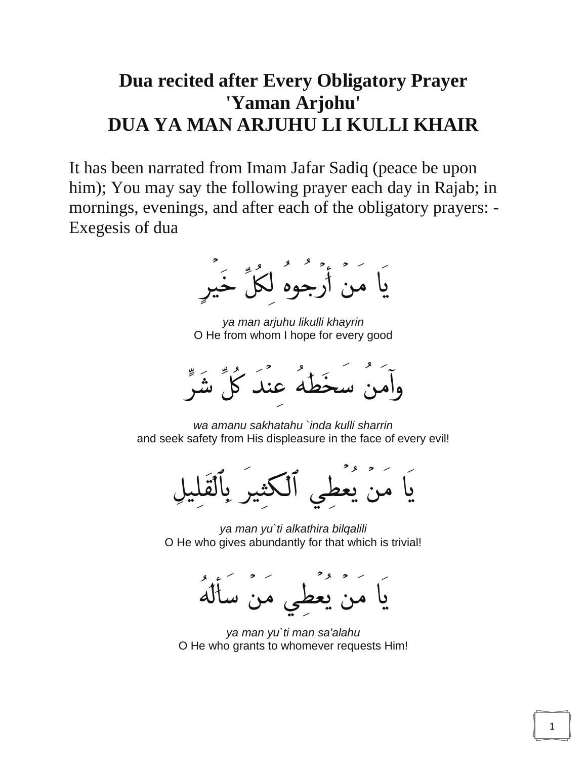# Dua recited after Every Obligatory Prayer
# 'Yaman Arjohu'
# DUA YA MAN ARJUHU LI KULLI KHAIR

It has been narrated from Imam Jafar Sadiq (peace be upon him); You may say the following prayer each day in Rajab; in mornings, evenings, and after each of the obligatory prayers: - Exegesis of dua

يَا مَنْ أَرْجُوهُ لِكُلِّ خَيْرٍ

*ya man arjuhu likulli khayrin*
O He from whom I hope for every good

وآمَنُ سَخَطَهُ عِنْدَ كُلِّ شَرٍّ

*wa amanu sakhatahu `inda kulli sharrin*
and seek safety from His displeasure in the face of every evil!

يَا مَنْ يُعْطِي ٱلْكَثِيرَ بِٱلْقَلِيلِ

*ya man yu`ti alkathira bilqalili*
O He who gives abundantly for that which is trivial!

يَا مَنْ يُعْطِي مَنْ سَأَلَهُ

*ya man yu`ti man sa'alahu*
O He who grants to whomever requests Him!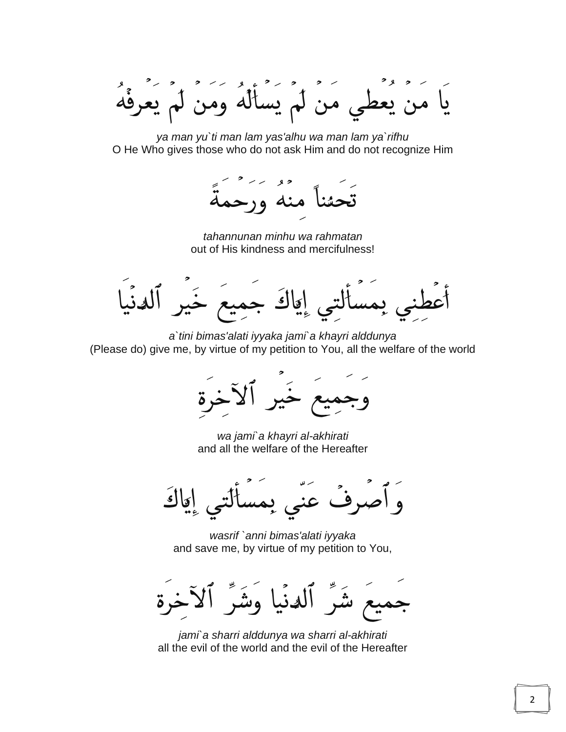يَا مَنْ يُعْطِي مَنْ لَمْ يَسْأَلْهُ وَمَنْ لَمْ يَعْرِفْهُ

*ya man yu`ti man lam yas'alhu wa man lam ya`rifhu*
O He Who gives those who do not ask Him and do not recognize Him

تَحَنُّناً مِنْهُ وَرَحْمَةً

*tahannunan minhu wa rahmatan*
out of His kindness and mercifulness!

أَعْطِنِي بِمَسْأَلَتِي إِيَّاكَ جَمِيعَ خَيْرِ ٱلدُّنْيَا

*a`tini bimas'alati iyyaka jami`a khayri alddunya*
(Please do) give me, by virtue of my petition to You, all the welfare of the world

وَجَمِيعَ خَيْرِ ٱلآخِرَةِ

*wa jami`a khayri al-akhirati*
and all the welfare of the Hereafter

وَٱصْرِفْ عَنِّي بِمَسْأَلَتِي إِيَّاكَ

*wasrif `anni bimas'alati iyyaka*
and save me, by virtue of my petition to You,

جَمِيعَ شَرِّ ٱلدُّنْيَا وَشَرِّ ٱلآخِرَةِ

*jami`a sharri alddunya wa sharri al-akhirati*
all the evil of the world and the evil of the Hereafter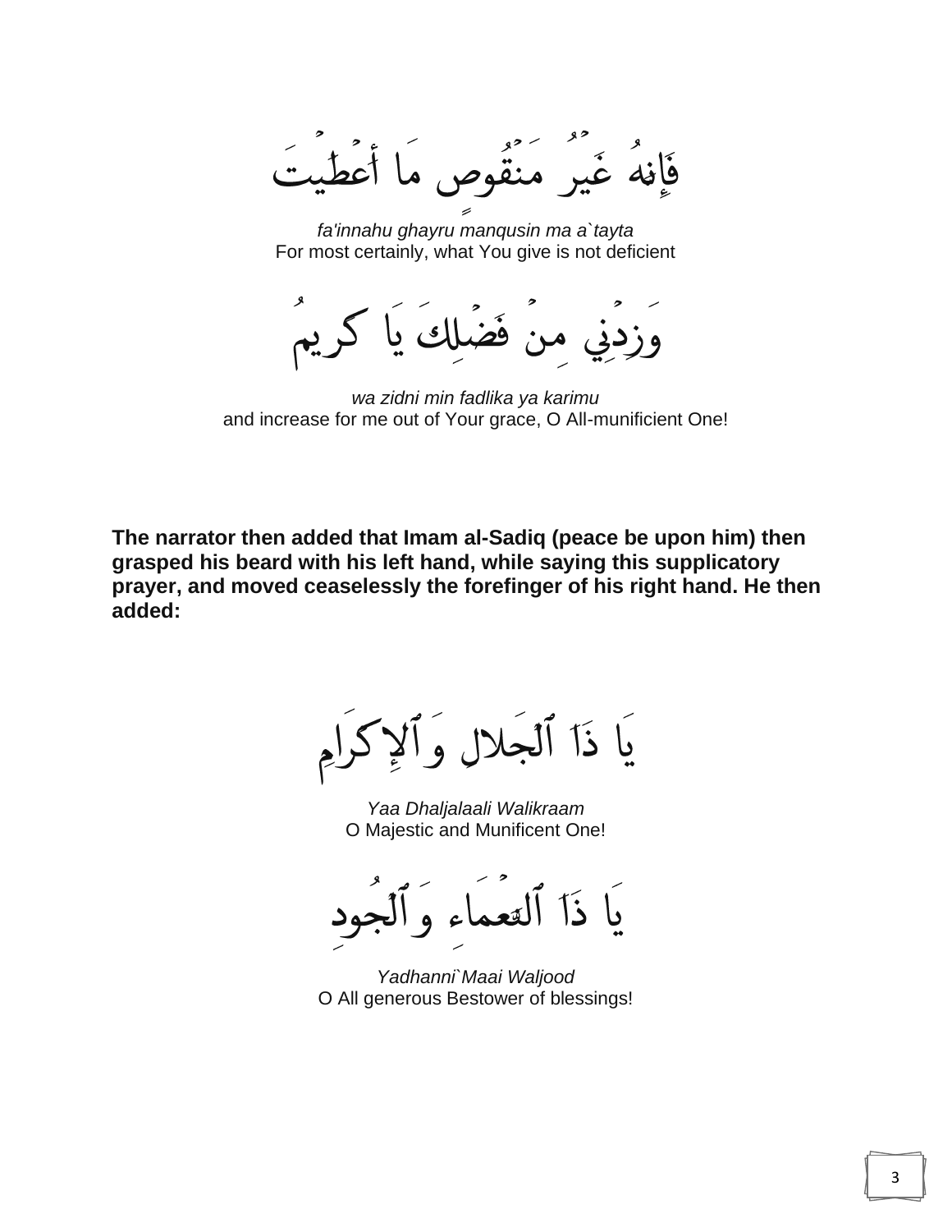فَإِنهُ غَيرُ مَنقُوصٍ مَا أَعطَيتَ

*fa'innahu ghayru manqusin ma a`tayta*
For most certainly, what You give is not deficient

وَزِدنِي مِنْ فَضلِكَ يَا كَرِيمُ

*wa zidni min fadlika ya karimu*
and increase for me out of Your grace, O All-munificient One!

**The narrator then added that Imam al-Sadiq (peace be upon him) then grasped his beard with his left hand, while saying this supplicatory prayer, and moved ceaselessly the forefinger of his right hand. He then added:**

يَا ذَا ٱلْجَلالِ وَٱلإِكرَامِ

*Yaa Dhaljalaali Walikraam*
O Majestic and Munificent One!

يَا ذَا ٱلنَّعمَاءِ وَٱلْجُودِ

*Yadhanni`Maai Waljood*
O All generous Bestower of blessings!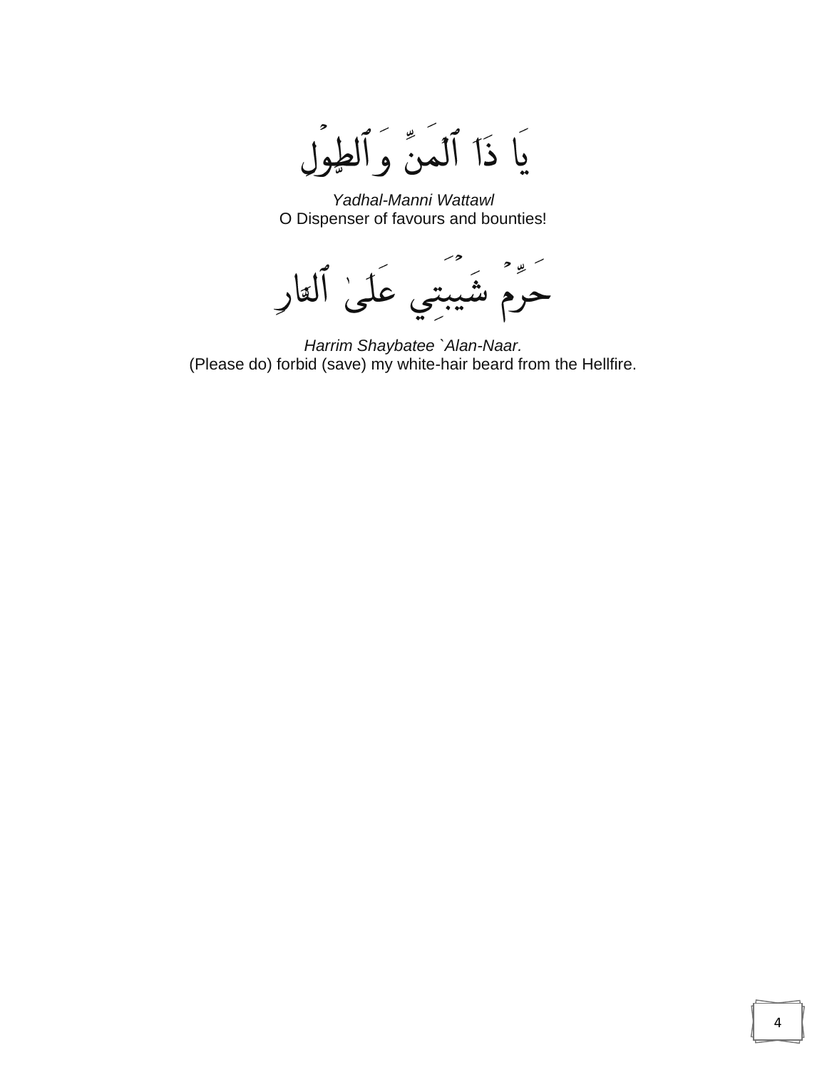يَا ذَا ٱلْمَنِّ وَٱلطَّوْلِ

*Yadhal-Manni Wattawl*
O Dispenser of favours and bounties!

حَرِّمْ شَيْبَتِي عَلَىٰ ٱلنَّارِ

*Harrim Shaybatee `Alan-Naar.*
(Please do) forbid (save) my white-hair beard from the Hellfire.